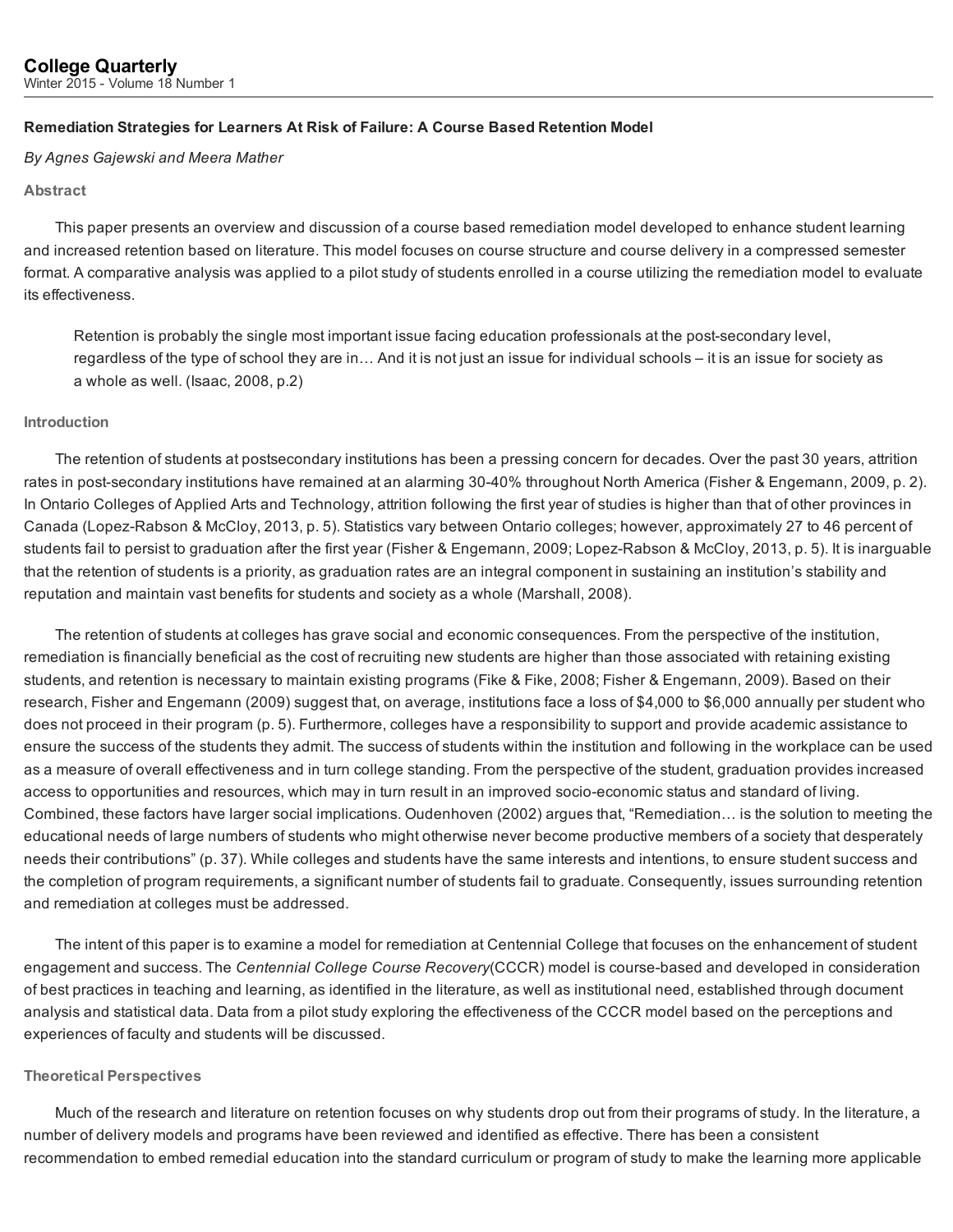# Remediation Strategies for Learners At Risk of Failure: A Course Based Retention Model

*By Agnes Gajewski and Meera Mather*

## Abstract

This paper presents an overview and discussion of a course based remediation model developed to enhance student learning and increased retention based on literature. This model focuses on course structure and course delivery in a compressed semester format. A comparative analysis was applied to a pilot study of students enrolled in a course utilizing the remediation model to evaluate its effectiveness.

> Retention is probably the single most important issue facing education professionals at the post-secondary level, regardless of the type of school they are in… And it is not just an issue for individual schools – it is an issue for society as a whole as well. (Isaac, 2008, p.2)

## Introduction

The retention of students at postsecondary institutions has been a pressing concern for decades. Over the past 30 years, attrition rates in post-secondary institutions have remained at an alarming 30-40% throughout North America (Fisher & Engemann, 2009, p. 2). In Ontario Colleges of Applied Arts and Technology, attrition following the first year of studies is higher than that of other provinces in Canada (Lopez-Rabson & McCloy, 2013, p. 5). Statistics vary between Ontario colleges; however, approximately 27 to 46 percent of students fail to persist to graduation after the first year (Fisher & Engemann, 2009; Lopez-Rabson & McCloy, 2013, p. 5). It is inarguable that the retention of students is a priority, as graduation rates are an integral component in sustaining an institution's stability and reputation and maintain vast benefits for students and society as a whole (Marshall, 2008).

The retention of students at colleges has grave social and economic consequences. From the perspective of the institution, remediation is financially beneficial as the cost of recruiting new students are higher than those associated with retaining existing students, and retention is necessary to maintain existing programs (Fike & Fike, 2008; Fisher & Engemann, 2009). Based on their research, Fisher and Engemann (2009) suggest that, on average, institutions face a loss of $4,000 to $6,000 annually per student who does not proceed in their program (p. 5). Furthermore, colleges have a responsibility to support and provide academic assistance to ensure the success of the students they admit. The success of students within the institution and following in the workplace can be used as a measure of overall effectiveness and in turn college standing. From the perspective of the student, graduation provides increased access to opportunities and resources, which may in turn result in an improved socio-economic status and standard of living. Combined, these factors have larger social implications. Oudenhoven (2002) argues that, "Remediation… is the solution to meeting the educational needs of large numbers of students who might otherwise never become productive members of a society that desperately needs their contributions" (p. 37). While colleges and students have the same interests and intentions, to ensure student success and the completion of program requirements, a significant number of students fail to graduate. Consequently, issues surrounding retention and remediation at colleges must be addressed.

The intent of this paper is to examine a model for remediation at Centennial College that focuses on the enhancement of student engagement and success. The *Centennial College Course Recovery*(CCCR) model is course-based and developed in consideration of best practices in teaching and learning, as identified in the literature, as well as institutional need, established through document analysis and statistical data. Data from a pilot study exploring the effectiveness of the CCCR model based on the perceptions and experiences of faculty and students will be discussed.

## Theoretical Perspectives

Much of the research and literature on retention focuses on why students drop out from their programs of study. In the literature, a number of delivery models and programs have been reviewed and identified as effective. There has been a consistent recommendation to embed remedial education into the standard curriculum or program of study to make the learning more applicable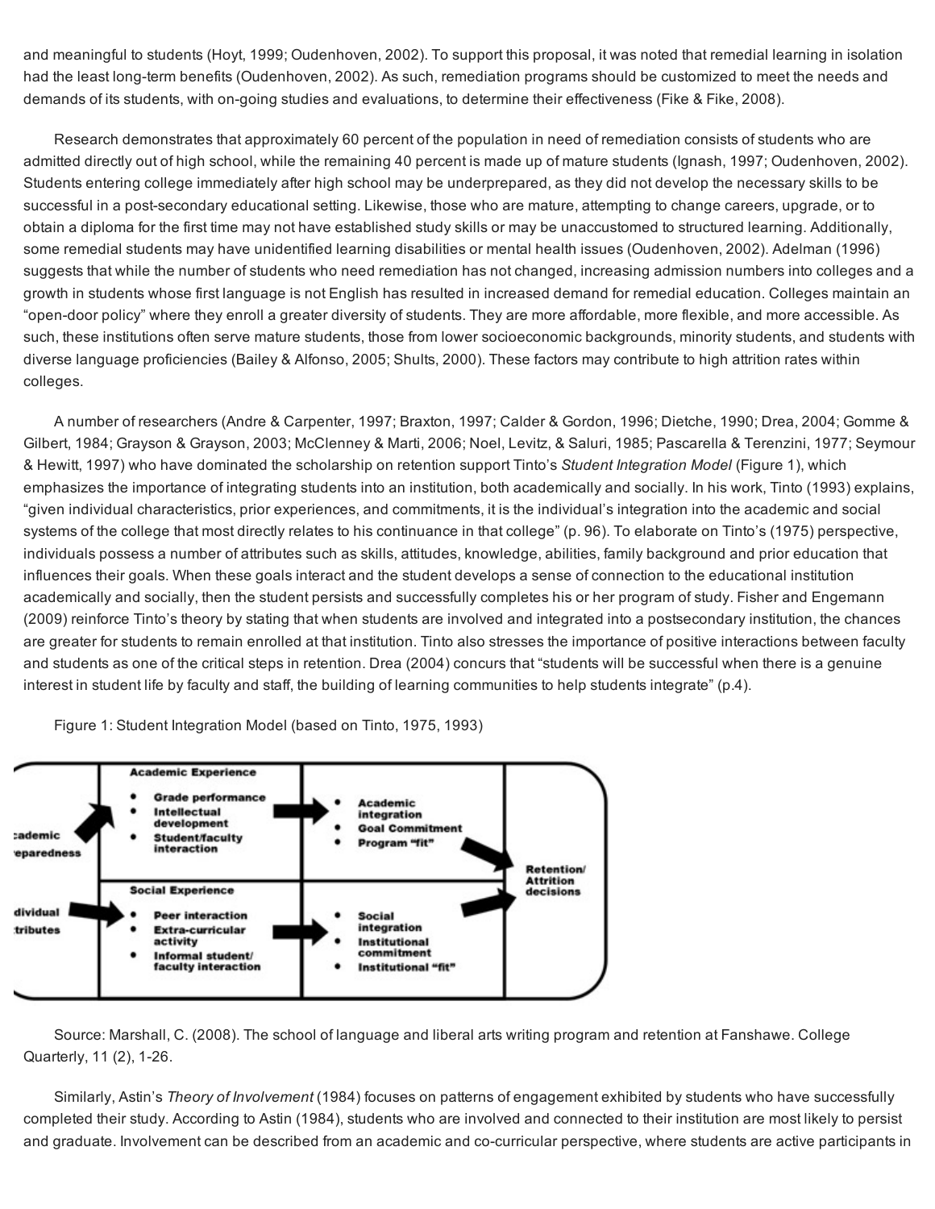and meaningful to students (Hoyt, 1999; Oudenhoven, 2002). To support this proposal, it was noted that remedial learning in isolation had the least long-term benefits (Oudenhoven, 2002). As such, remediation programs should be customized to meet the needs and demands of its students, with on-going studies and evaluations, to determine their effectiveness (Fike & Fike, 2008).

Research demonstrates that approximately 60 percent of the population in need of remediation consists of students who are admitted directly out of high school, while the remaining 40 percent is made up of mature students (Ignash, 1997; Oudenhoven, 2002). Students entering college immediately after high school may be underprepared, as they did not develop the necessary skills to be successful in a post-secondary educational setting. Likewise, those who are mature, attempting to change careers, upgrade, or to obtain a diploma for the first time may not have established study skills or may be unaccustomed to structured learning. Additionally, some remedial students may have unidentified learning disabilities or mental health issues (Oudenhoven, 2002). Adelman (1996) suggests that while the number of students who need remediation has not changed, increasing admission numbers into colleges and a growth in students whose first language is not English has resulted in increased demand for remedial education. Colleges maintain an "open-door policy" where they enroll a greater diversity of students. They are more affordable, more flexible, and more accessible. As such, these institutions often serve mature students, those from lower socioeconomic backgrounds, minority students, and students with diverse language proficiencies (Bailey & Alfonso, 2005; Shults, 2000). These factors may contribute to high attrition rates within colleges.

A number of researchers (Andre & Carpenter, 1997; Braxton, 1997; Calder & Gordon, 1996; Dietche, 1990; Drea, 2004; Gomme & Gilbert, 1984; Grayson & Grayson, 2003; McClenney & Marti, 2006; Noel, Levitz, & Saluri, 1985; Pascarella & Terenzini, 1977; Seymour & Hewitt, 1997) who have dominated the scholarship on retention support Tinto's *Student Integration Model* (Figure 1), which emphasizes the importance of integrating students into an institution, both academically and socially. In his work, Tinto (1993) explains, "given individual characteristics, prior experiences, and commitments, it is the individual's integration into the academic and social systems of the college that most directly relates to his continuance in that college" (p. 96). To elaborate on Tinto's (1975) perspective, individuals possess a number of attributes such as skills, attitudes, knowledge, abilities, family background and prior education that influences their goals. When these goals interact and the student develops a sense of connection to the educational institution academically and socially, then the student persists and successfully completes his or her program of study. Fisher and Engemann (2009) reinforce Tinto's theory by stating that when students are involved and integrated into a postsecondary institution, the chances are greater for students to remain enrolled at that institution. Tinto also stresses the importance of positive interactions between faculty and students as one of the critical steps in retention. Drea (2004) concurs that "students will be successful when there is a genuine interest in student life by faculty and staff, the building of learning communities to help students integrate" (p.4).

Figure 1: Student Integration Model (based on Tinto, 1975, 1993)

Source: Marshall, C. (2008). The school of language and liberal arts writing program and retention at Fanshawe. College Quarterly, 11 (2), 1-26.

Similarly, Astin's *Theory of Involvement* (1984) focuses on patterns of engagement exhibited by students who have successfully completed their study. According to Astin (1984), students who are involved and connected to their institution are most likely to persist and graduate. Involvement can be described from an academic and co-curricular perspective, where students are active participants in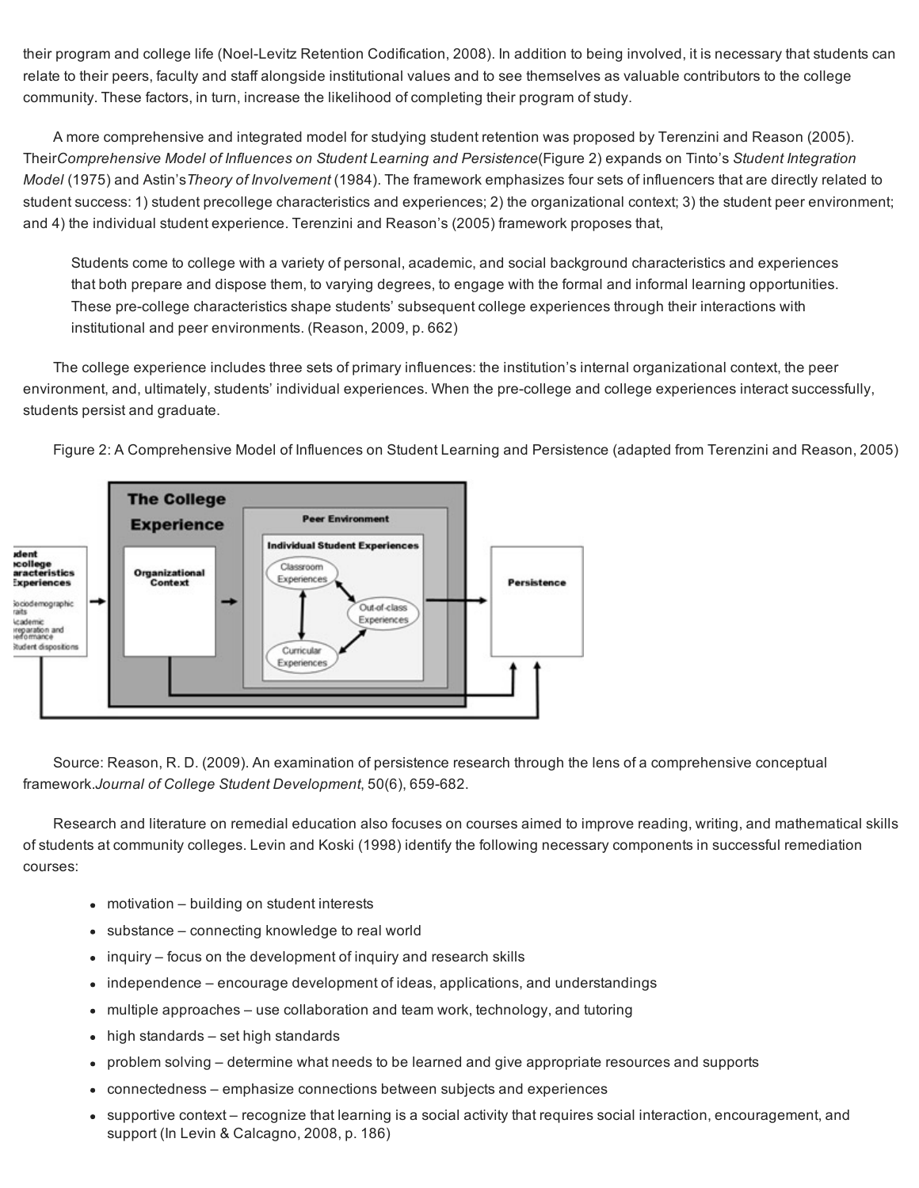their program and college life (Noel-Levitz Retention Codification, 2008). In addition to being involved, it is necessary that students can relate to their peers, faculty and staff alongside institutional values and to see themselves as valuable contributors to the college community. These factors, in turn, increase the likelihood of completing their program of study.

A more comprehensive and integrated model for studying student retention was proposed by Terenzini and Reason (2005). Their *Comprehensive Model of Influences on Student Learning and Persistence* (Figure 2) expands on Tinto's *Student Integration Model* (1975) and Astin's *Theory of Involvement* (1984). The framework emphasizes four sets of influencers that are directly related to student success: 1) student precollege characteristics and experiences; 2) the organizational context; 3) the student peer environment; and 4) the individual student experience. Terenzini and Reason's (2005) framework proposes that,

> Students come to college with a variety of personal, academic, and social background characteristics and experiences that both prepare and dispose them, to varying degrees, to engage with the formal and informal learning opportunities. These pre-college characteristics shape students' subsequent college experiences through their interactions with institutional and peer environments. (Reason, 2009, p. 662)

The college experience includes three sets of primary influences: the institution's internal organizational context, the peer environment, and, ultimately, students' individual experiences. When the pre-college and college experiences interact successfully, students persist and graduate.

Figure 2: A Comprehensive Model of Influences on Student Learning and Persistence (adapted from Terenzini and Reason, 2005)

Source: Reason, R. D. (2009). An examination of persistence research through the lens of a comprehensive conceptual framework. *Journal of College Student Development*, 50(6), 659-682.

Research and literature on remedial education also focuses on courses aimed to improve reading, writing, and mathematical skills of students at community colleges. Levin and Koski (1998) identify the following necessary components in successful remediation courses:

- motivation – building on student interests
- substance – connecting knowledge to real world
- inquiry – focus on the development of inquiry and research skills
- independence – encourage development of ideas, applications, and understandings
- multiple approaches – use collaboration and team work, technology, and tutoring
- high standards – set high standards
- problem solving – determine what needs to be learned and give appropriate resources and supports
- connectedness – emphasize connections between subjects and experiences
- supportive context – recognize that learning is a social activity that requires social interaction, encouragement, and support (In Levin & Calcagno, 2008, p. 186)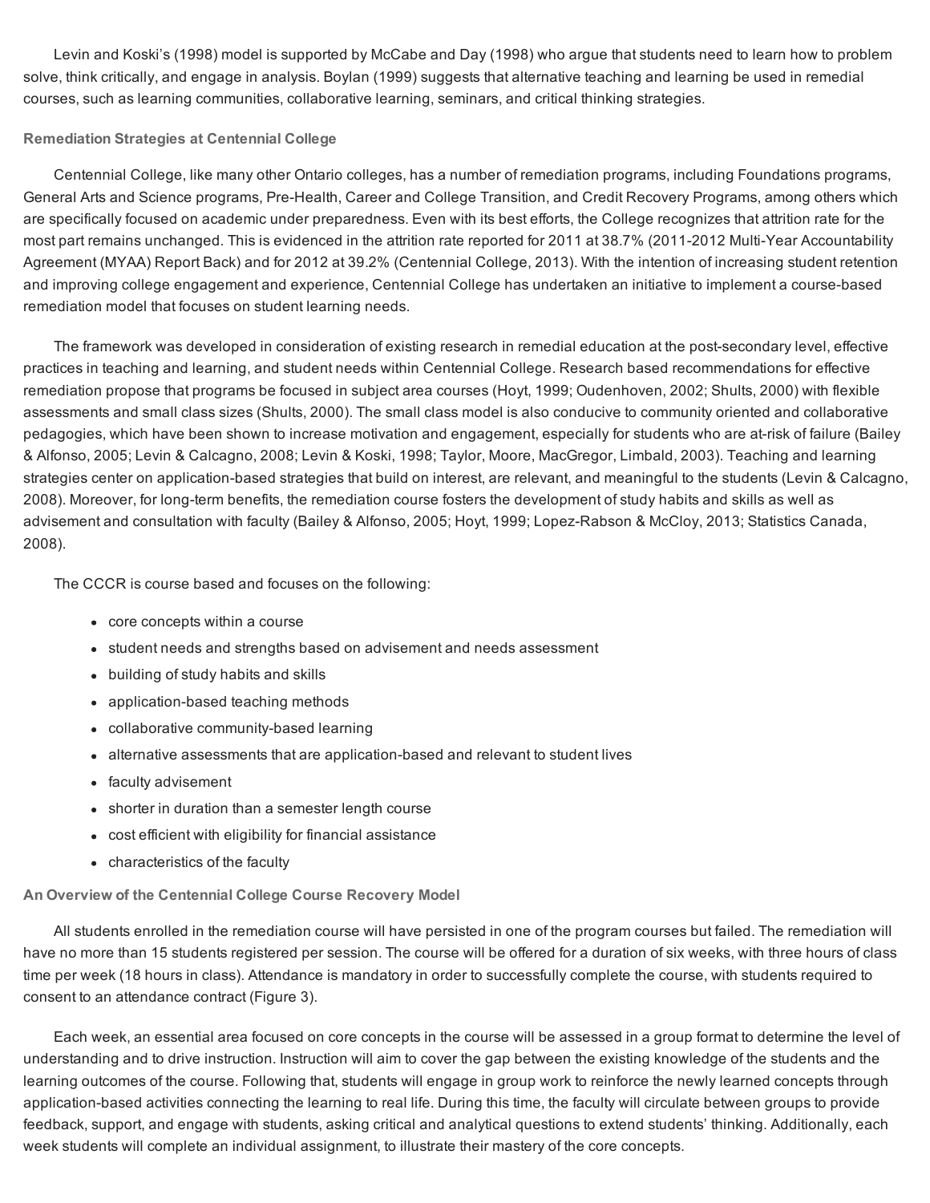Levin and Koski's (1998) model is supported by McCabe and Day (1998) who argue that students need to learn how to problem solve, think critically, and engage in analysis. Boylan (1999) suggests that alternative teaching and learning be used in remedial courses, such as learning communities, collaborative learning, seminars, and critical thinking strategies.

### Remediation Strategies at Centennial College

Centennial College, like many other Ontario colleges, has a number of remediation programs, including Foundations programs, General Arts and Science programs, Pre-Health, Career and College Transition, and Credit Recovery Programs, among others which are specifically focused on academic under preparedness. Even with its best efforts, the College recognizes that attrition rate for the most part remains unchanged. This is evidenced in the attrition rate reported for 2011 at 38.7% (2011-2012 Multi-Year Accountability Agreement (MYAA) Report Back) and for 2012 at 39.2% (Centennial College, 2013). With the intention of increasing student retention and improving college engagement and experience, Centennial College has undertaken an initiative to implement a course-based remediation model that focuses on student learning needs.

The framework was developed in consideration of existing research in remedial education at the post-secondary level, effective practices in teaching and learning, and student needs within Centennial College. Research based recommendations for effective remediation propose that programs be focused in subject area courses (Hoyt, 1999; Oudenhoven, 2002; Shults, 2000) with flexible assessments and small class sizes (Shults, 2000). The small class model is also conducive to community oriented and collaborative pedagogies, which have been shown to increase motivation and engagement, especially for students who are at-risk of failure (Bailey & Alfonso, 2005; Levin & Calcagno, 2008; Levin & Koski, 1998; Taylor, Moore, MacGregor, Limbald, 2003). Teaching and learning strategies center on application-based strategies that build on interest, are relevant, and meaningful to the students (Levin & Calcagno, 2008). Moreover, for long-term benefits, the remediation course fosters the development of study habits and skills as well as advisement and consultation with faculty (Bailey & Alfonso, 2005; Hoyt, 1999; Lopez-Rabson & McCloy, 2013; Statistics Canada, 2008).

The CCCR is course based and focuses on the following:

- core concepts within a course
- student needs and strengths based on advisement and needs assessment
- building of study habits and skills
- application-based teaching methods
- collaborative community-based learning
- alternative assessments that are application-based and relevant to student lives
- faculty advisement
- shorter in duration than a semester length course
- cost efficient with eligibility for financial assistance
- characteristics of the faculty

### An Overview of the Centennial College Course Recovery Model

All students enrolled in the remediation course will have persisted in one of the program courses but failed. The remediation will have no more than 15 students registered per session. The course will be offered for a duration of six weeks, with three hours of class time per week (18 hours in class). Attendance is mandatory in order to successfully complete the course, with students required to consent to an attendance contract (Figure 3).

Each week, an essential area focused on core concepts in the course will be assessed in a group format to determine the level of understanding and to drive instruction. Instruction will aim to cover the gap between the existing knowledge of the students and the learning outcomes of the course. Following that, students will engage in group work to reinforce the newly learned concepts through application-based activities connecting the learning to real life. During this time, the faculty will circulate between groups to provide feedback, support, and engage with students, asking critical and analytical questions to extend students' thinking. Additionally, each week students will complete an individual assignment, to illustrate their mastery of the core concepts.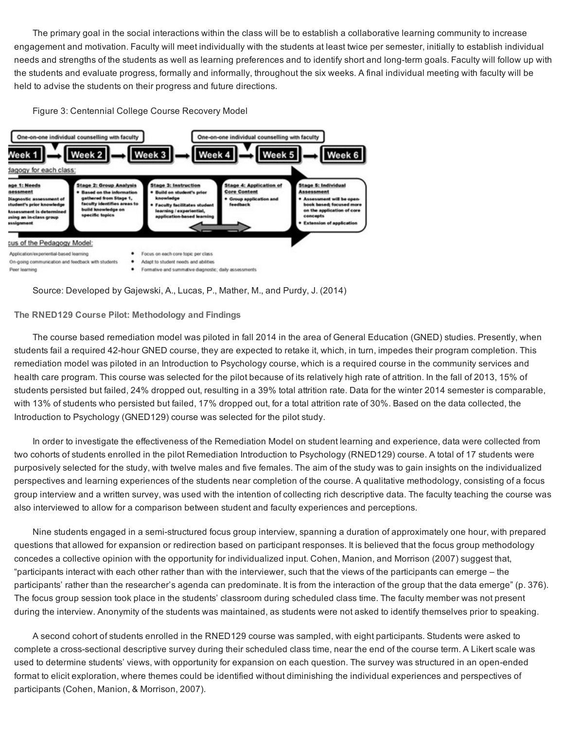The primary goal in the social interactions within the class will be to establish a collaborative learning community to increase engagement and motivation. Faculty will meet individually with the students at least twice per semester, initially to establish individual needs and strengths of the students as well as learning preferences and to identify short and long-term goals. Faculty will follow up with the students and evaluate progress, formally and informally, throughout the six weeks. A final individual meeting with faculty will be held to advise the students on their progress and future directions.

Figure 3: Centennial College Course Recovery Model

Source: Developed by Gajewski, A., Lucas, P., Mather, M., and Purdy, J. (2014)

**The RNED129 Course Pilot: Methodology and Findings**

The course based remediation model was piloted in fall 2014 in the area of General Education (GNED) studies. Presently, when students fail a required 42-hour GNED course, they are expected to retake it, which, in turn, impedes their program completion. This remediation model was piloted in an Introduction to Psychology course, which is a required course in the community services and health care program. This course was selected for the pilot because of its relatively high rate of attrition. In the fall of 2013, 15% of students persisted but failed, 24% dropped out, resulting in a 39% total attrition rate. Data for the winter 2014 semester is comparable, with 13% of students who persisted but failed, 17% dropped out, for a total attrition rate of 30%. Based on the data collected, the Introduction to Psychology (GNED129) course was selected for the pilot study.

In order to investigate the effectiveness of the Remediation Model on student learning and experience, data were collected from two cohorts of students enrolled in the pilot Remediation Introduction to Psychology (RNED129) course. A total of 17 students were purposively selected for the study, with twelve males and five females. The aim of the study was to gain insights on the individualized perspectives and learning experiences of the students near completion of the course. A qualitative methodology, consisting of a focus group interview and a written survey, was used with the intention of collecting rich descriptive data. The faculty teaching the course was also interviewed to allow for a comparison between student and faculty experiences and perceptions.

Nine students engaged in a semi-structured focus group interview, spanning a duration of approximately one hour, with prepared questions that allowed for expansion or redirection based on participant responses. It is believed that the focus group methodology concedes a collective opinion with the opportunity for individualized input. Cohen, Manion, and Morrison (2007) suggest that, "participants interact with each other rather than with the interviewer, such that the views of the participants can emerge – the participants' rather than the researcher's agenda can predominate. It is from the interaction of the group that the data emerge" (p. 376). The focus group session took place in the students' classroom during scheduled class time. The faculty member was not present during the interview. Anonymity of the students was maintained, as students were not asked to identify themselves prior to speaking.

A second cohort of students enrolled in the RNED129 course was sampled, with eight participants. Students were asked to complete a cross-sectional descriptive survey during their scheduled class time, near the end of the course term. A Likert scale was used to determine students' views, with opportunity for expansion on each question. The survey was structured in an open-ended format to elicit exploration, where themes could be identified without diminishing the individual experiences and perspectives of participants (Cohen, Manion, & Morrison, 2007).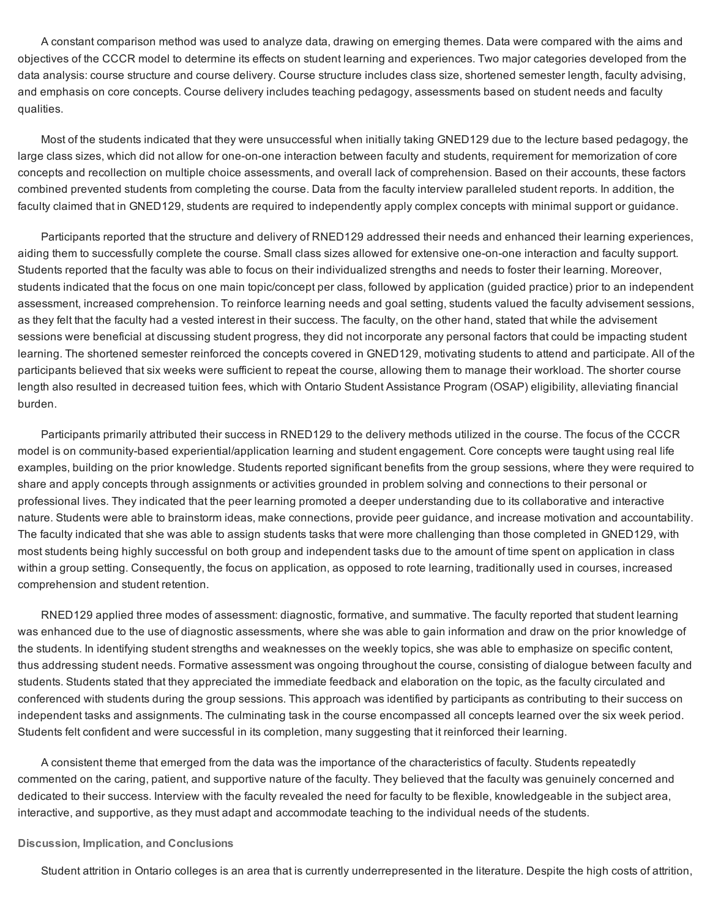A constant comparison method was used to analyze data, drawing on emerging themes. Data were compared with the aims and objectives of the CCCR model to determine its effects on student learning and experiences. Two major categories developed from the data analysis: course structure and course delivery. Course structure includes class size, shortened semester length, faculty advising, and emphasis on core concepts. Course delivery includes teaching pedagogy, assessments based on student needs and faculty qualities.

Most of the students indicated that they were unsuccessful when initially taking GNED129 due to the lecture based pedagogy, the large class sizes, which did not allow for one-on-one interaction between faculty and students, requirement for memorization of core concepts and recollection on multiple choice assessments, and overall lack of comprehension. Based on their accounts, these factors combined prevented students from completing the course. Data from the faculty interview paralleled student reports. In addition, the faculty claimed that in GNED129, students are required to independently apply complex concepts with minimal support or guidance.

Participants reported that the structure and delivery of RNED129 addressed their needs and enhanced their learning experiences, aiding them to successfully complete the course. Small class sizes allowed for extensive one-on-one interaction and faculty support. Students reported that the faculty was able to focus on their individualized strengths and needs to foster their learning. Moreover, students indicated that the focus on one main topic/concept per class, followed by application (guided practice) prior to an independent assessment, increased comprehension. To reinforce learning needs and goal setting, students valued the faculty advisement sessions, as they felt that the faculty had a vested interest in their success. The faculty, on the other hand, stated that while the advisement sessions were beneficial at discussing student progress, they did not incorporate any personal factors that could be impacting student learning. The shortened semester reinforced the concepts covered in GNED129, motivating students to attend and participate. All of the participants believed that six weeks were sufficient to repeat the course, allowing them to manage their workload. The shorter course length also resulted in decreased tuition fees, which with Ontario Student Assistance Program (OSAP) eligibility, alleviating financial burden.

Participants primarily attributed their success in RNED129 to the delivery methods utilized in the course. The focus of the CCCR model is on community-based experiential/application learning and student engagement. Core concepts were taught using real life examples, building on the prior knowledge. Students reported significant benefits from the group sessions, where they were required to share and apply concepts through assignments or activities grounded in problem solving and connections to their personal or professional lives. They indicated that the peer learning promoted a deeper understanding due to its collaborative and interactive nature. Students were able to brainstorm ideas, make connections, provide peer guidance, and increase motivation and accountability. The faculty indicated that she was able to assign students tasks that were more challenging than those completed in GNED129, with most students being highly successful on both group and independent tasks due to the amount of time spent on application in class within a group setting. Consequently, the focus on application, as opposed to rote learning, traditionally used in courses, increased comprehension and student retention.

RNED129 applied three modes of assessment: diagnostic, formative, and summative. The faculty reported that student learning was enhanced due to the use of diagnostic assessments, where she was able to gain information and draw on the prior knowledge of the students. In identifying student strengths and weaknesses on the weekly topics, she was able to emphasize on specific content, thus addressing student needs. Formative assessment was ongoing throughout the course, consisting of dialogue between faculty and students. Students stated that they appreciated the immediate feedback and elaboration on the topic, as the faculty circulated and conferenced with students during the group sessions. This approach was identified by participants as contributing to their success on independent tasks and assignments. The culminating task in the course encompassed all concepts learned over the six week period. Students felt confident and were successful in its completion, many suggesting that it reinforced their learning.

A consistent theme that emerged from the data was the importance of the characteristics of faculty. Students repeatedly commented on the caring, patient, and supportive nature of the faculty. They believed that the faculty was genuinely concerned and dedicated to their success. Interview with the faculty revealed the need for faculty to be flexible, knowledgeable in the subject area, interactive, and supportive, as they must adapt and accommodate teaching to the individual needs of the students.

### Discussion, Implication, and Conclusions

Student attrition in Ontario colleges is an area that is currently underrepresented in the literature. Despite the high costs of attrition,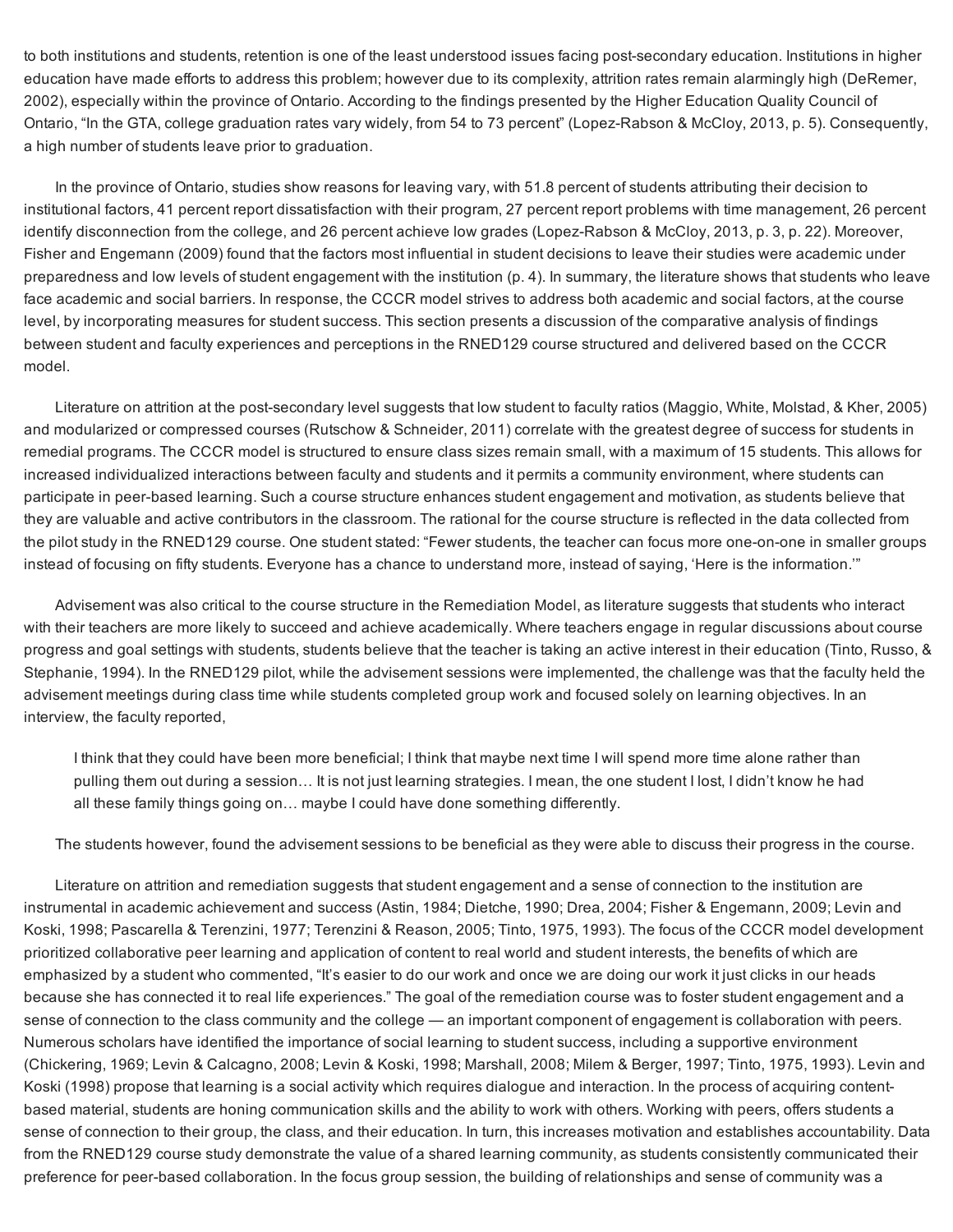to both institutions and students, retention is one of the least understood issues facing post-secondary education. Institutions in higher education have made efforts to address this problem; however due to its complexity, attrition rates remain alarmingly high (DeRemer, 2002), especially within the province of Ontario. According to the findings presented by the Higher Education Quality Council of Ontario, "In the GTA, college graduation rates vary widely, from 54 to 73 percent" (Lopez-Rabson & McCloy, 2013, p. 5). Consequently, a high number of students leave prior to graduation.

In the province of Ontario, studies show reasons for leaving vary, with 51.8 percent of students attributing their decision to institutional factors, 41 percent report dissatisfaction with their program, 27 percent report problems with time management, 26 percent identify disconnection from the college, and 26 percent achieve low grades (Lopez-Rabson & McCloy, 2013, p. 3, p. 22). Moreover, Fisher and Engemann (2009) found that the factors most influential in student decisions to leave their studies were academic under preparedness and low levels of student engagement with the institution (p. 4). In summary, the literature shows that students who leave face academic and social barriers. In response, the CCCR model strives to address both academic and social factors, at the course level, by incorporating measures for student success. This section presents a discussion of the comparative analysis of findings between student and faculty experiences and perceptions in the RNED129 course structured and delivered based on the CCCR model.

Literature on attrition at the post-secondary level suggests that low student to faculty ratios (Maggio, White, Molstad, & Kher, 2005) and modularized or compressed courses (Rutschow & Schneider, 2011) correlate with the greatest degree of success for students in remedial programs. The CCCR model is structured to ensure class sizes remain small, with a maximum of 15 students. This allows for increased individualized interactions between faculty and students and it permits a community environment, where students can participate in peer-based learning. Such a course structure enhances student engagement and motivation, as students believe that they are valuable and active contributors in the classroom. The rational for the course structure is reflected in the data collected from the pilot study in the RNED129 course. One student stated: "Fewer students, the teacher can focus more one-on-one in smaller groups instead of focusing on fifty students. Everyone has a chance to understand more, instead of saying, 'Here is the information.'"

Advisement was also critical to the course structure in the Remediation Model, as literature suggests that students who interact with their teachers are more likely to succeed and achieve academically. Where teachers engage in regular discussions about course progress and goal settings with students, students believe that the teacher is taking an active interest in their education (Tinto, Russo, & Stephanie, 1994). In the RNED129 pilot, while the advisement sessions were implemented, the challenge was that the faculty held the advisement meetings during class time while students completed group work and focused solely on learning objectives. In an interview, the faculty reported,

> I think that they could have been more beneficial; I think that maybe next time I will spend more time alone rather than pulling them out during a session… It is not just learning strategies. I mean, the one student I lost, I didn't know he had all these family things going on… maybe I could have done something differently.

The students however, found the advisement sessions to be beneficial as they were able to discuss their progress in the course.

Literature on attrition and remediation suggests that student engagement and a sense of connection to the institution are instrumental in academic achievement and success (Astin, 1984; Dietche, 1990; Drea, 2004; Fisher & Engemann, 2009; Levin and Koski, 1998; Pascarella & Terenzini, 1977; Terenzini & Reason, 2005; Tinto, 1975, 1993). The focus of the CCCR model development prioritized collaborative peer learning and application of content to real world and student interests, the benefits of which are emphasized by a student who commented, "It's easier to do our work and once we are doing our work it just clicks in our heads because she has connected it to real life experiences." The goal of the remediation course was to foster student engagement and a sense of connection to the class community and the college — an important component of engagement is collaboration with peers. Numerous scholars have identified the importance of social learning to student success, including a supportive environment (Chickering, 1969; Levin & Calcagno, 2008; Levin & Koski, 1998; Marshall, 2008; Milem & Berger, 1997; Tinto, 1975, 1993). Levin and Koski (1998) propose that learning is a social activity which requires dialogue and interaction. In the process of acquiring content-based material, students are honing communication skills and the ability to work with others. Working with peers, offers students a sense of connection to their group, the class, and their education. In turn, this increases motivation and establishes accountability. Data from the RNED129 course study demonstrate the value of a shared learning community, as students consistently communicated their preference for peer-based collaboration. In the focus group session, the building of relationships and sense of community was a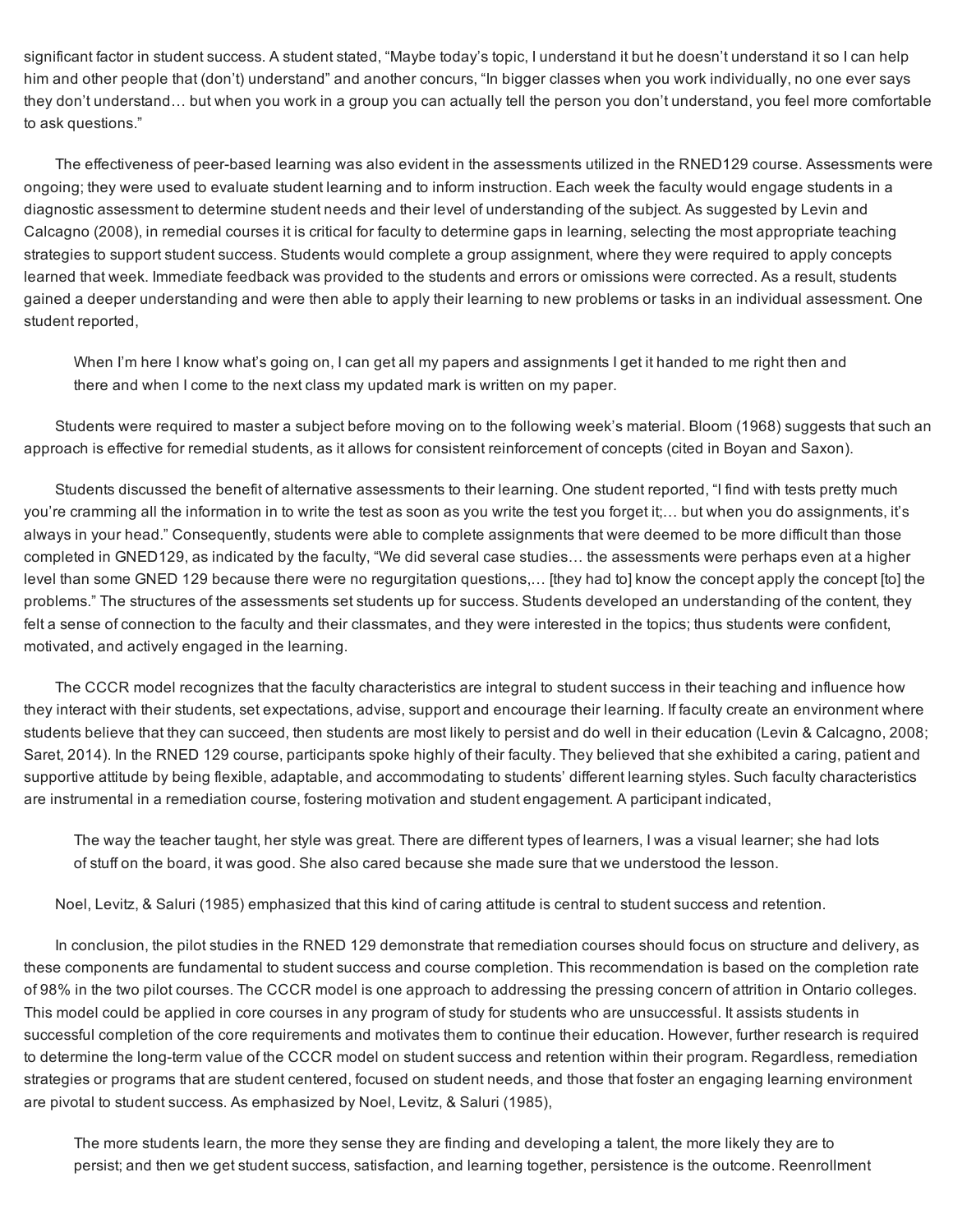significant factor in student success. A student stated, "Maybe today's topic, I understand it but he doesn't understand it so I can help him and other people that (don't) understand" and another concurs, "In bigger classes when you work individually, no one ever says they don't understand… but when you work in a group you can actually tell the person you don't understand, you feel more comfortable to ask questions."

The effectiveness of peer-based learning was also evident in the assessments utilized in the RNED129 course. Assessments were ongoing; they were used to evaluate student learning and to inform instruction. Each week the faculty would engage students in a diagnostic assessment to determine student needs and their level of understanding of the subject. As suggested by Levin and Calcagno (2008), in remedial courses it is critical for faculty to determine gaps in learning, selecting the most appropriate teaching strategies to support student success. Students would complete a group assignment, where they were required to apply concepts learned that week. Immediate feedback was provided to the students and errors or omissions were corrected. As a result, students gained a deeper understanding and were then able to apply their learning to new problems or tasks in an individual assessment. One student reported,

> When I'm here I know what's going on, I can get all my papers and assignments I get it handed to me right then and there and when I come to the next class my updated mark is written on my paper.

Students were required to master a subject before moving on to the following week's material. Bloom (1968) suggests that such an approach is effective for remedial students, as it allows for consistent reinforcement of concepts (cited in Boyan and Saxon).

Students discussed the benefit of alternative assessments to their learning. One student reported, "I find with tests pretty much you're cramming all the information in to write the test as soon as you write the test you forget it;… but when you do assignments, it's always in your head." Consequently, students were able to complete assignments that were deemed to be more difficult than those completed in GNED129, as indicated by the faculty, "We did several case studies… the assessments were perhaps even at a higher level than some GNED 129 because there were no regurgitation questions,… [they had to] know the concept apply the concept [to] the problems." The structures of the assessments set students up for success. Students developed an understanding of the content, they felt a sense of connection to the faculty and their classmates, and they were interested in the topics; thus students were confident, motivated, and actively engaged in the learning.

The CCCR model recognizes that the faculty characteristics are integral to student success in their teaching and influence how they interact with their students, set expectations, advise, support and encourage their learning. If faculty create an environment where students believe that they can succeed, then students are most likely to persist and do well in their education (Levin & Calcagno, 2008; Saret, 2014). In the RNED 129 course, participants spoke highly of their faculty. They believed that she exhibited a caring, patient and supportive attitude by being flexible, adaptable, and accommodating to students' different learning styles. Such faculty characteristics are instrumental in a remediation course, fostering motivation and student engagement. A participant indicated,

> The way the teacher taught, her style was great. There are different types of learners, I was a visual learner; she had lots of stuff on the board, it was good. She also cared because she made sure that we understood the lesson.

Noel, Levitz, & Saluri (1985) emphasized that this kind of caring attitude is central to student success and retention.

In conclusion, the pilot studies in the RNED 129 demonstrate that remediation courses should focus on structure and delivery, as these components are fundamental to student success and course completion. This recommendation is based on the completion rate of 98% in the two pilot courses. The CCCR model is one approach to addressing the pressing concern of attrition in Ontario colleges. This model could be applied in core courses in any program of study for students who are unsuccessful. It assists students in successful completion of the core requirements and motivates them to continue their education. However, further research is required to determine the long-term value of the CCCR model on student success and retention within their program. Regardless, remediation strategies or programs that are student centered, focused on student needs, and those that foster an engaging learning environment are pivotal to student success. As emphasized by Noel, Levitz, & Saluri (1985),

> The more students learn, the more they sense they are finding and developing a talent, the more likely they are to persist; and then we get student success, satisfaction, and learning together, persistence is the outcome. Reenrollment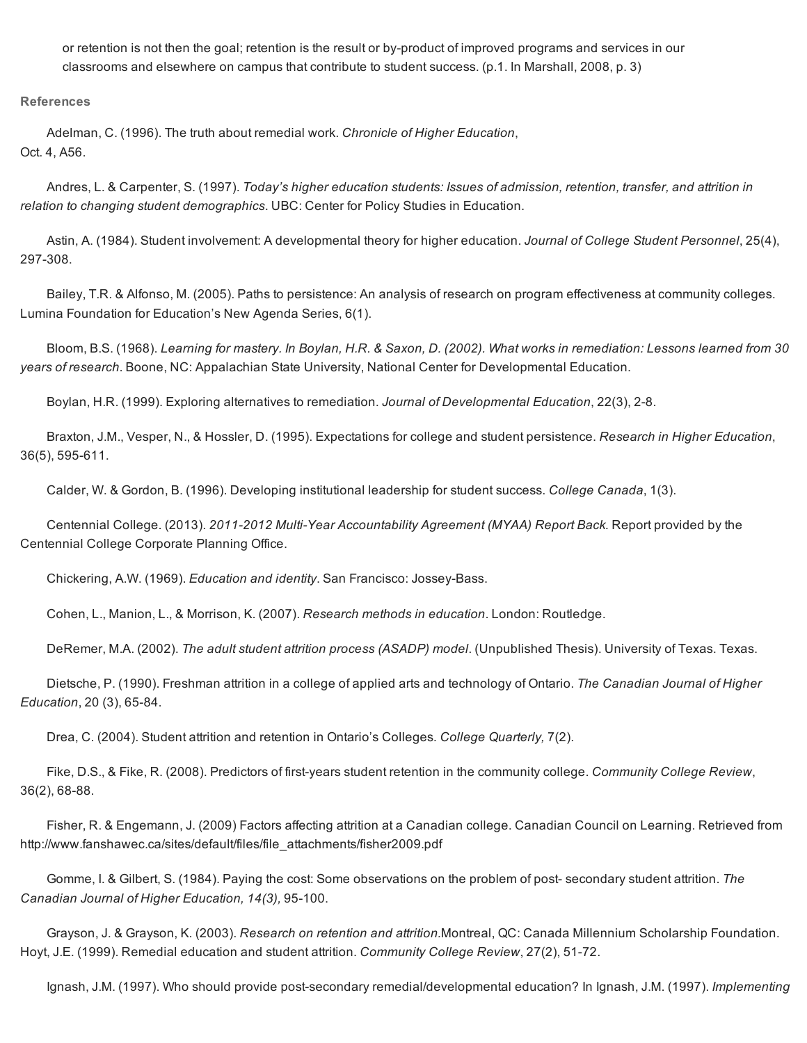or retention is not then the goal; retention is the result or by-product of improved programs and services in our classrooms and elsewhere on campus that contribute to student success. (p.1. In Marshall, 2008, p. 3)

**References**

Adelman, C. (1996). The truth about remedial work. *Chronicle of Higher Education*, Oct. 4, A56.

Andres, L. & Carpenter, S. (1997). *Today's higher education students: Issues of admission, retention, transfer, and attrition in relation to changing student demographics*. UBC: Center for Policy Studies in Education.

Astin, A. (1984). Student involvement: A developmental theory for higher education. *Journal of College Student Personnel*, 25(4), 297-308.

Bailey, T.R. & Alfonso, M. (2005). Paths to persistence: An analysis of research on program effectiveness at community colleges. Lumina Foundation for Education's New Agenda Series, 6(1).

Bloom, B.S. (1968). *Learning for mastery. In Boylan, H.R. & Saxon, D. (2002). What works in remediation: Lessons learned from 30 years of research*. Boone, NC: Appalachian State University, National Center for Developmental Education.

Boylan, H.R. (1999). Exploring alternatives to remediation. *Journal of Developmental Education*, 22(3), 2-8.

Braxton, J.M., Vesper, N., & Hossler, D. (1995). Expectations for college and student persistence. *Research in Higher Education*, 36(5), 595-611.

Calder, W. & Gordon, B. (1996). Developing institutional leadership for student success. *College Canada*, 1(3).

Centennial College. (2013). *2011-2012 Multi-Year Accountability Agreement (MYAA) Report Back.* Report provided by the Centennial College Corporate Planning Office.

Chickering, A.W. (1969). *Education and identity*. San Francisco: Jossey-Bass.

Cohen, L., Manion, L., & Morrison, K. (2007). *Research methods in education*. London: Routledge.

DeRemer, M.A. (2002). *The adult student attrition process (ASADP) model*. (Unpublished Thesis). University of Texas. Texas.

Dietsche, P. (1990). Freshman attrition in a college of applied arts and technology of Ontario. *The Canadian Journal of Higher Education*, 20 (3), 65-84.

Drea, C. (2004). Student attrition and retention in Ontario's Colleges*. College Quarterly,* 7(2).

Fike, D.S., & Fike, R. (2008). Predictors of first-years student retention in the community college. *Community College Review*, 36(2), 68-88.

Fisher, R. & Engemann, J. (2009) Factors affecting attrition at a Canadian college. Canadian Council on Learning. Retrieved from http://www.fanshawec.ca/sites/default/files/file_attachments/fisher2009.pdf

Gomme, I. & Gilbert, S. (1984). Paying the cost: Some observations on the problem of post- secondary student attrition. *The Canadian Journal of Higher Education, 14(3),* 95-100.

Grayson, J. & Grayson, K. (2003). *Research on retention and attrition.*Montreal, QC: Canada Millennium Scholarship Foundation.

Hoyt, J.E. (1999). Remedial education and student attrition. *Community College Review*, 27(2), 51-72.

Ignash, J.M. (1997). Who should provide post-secondary remedial/developmental education? In Ignash, J.M. (1997). *Implementing*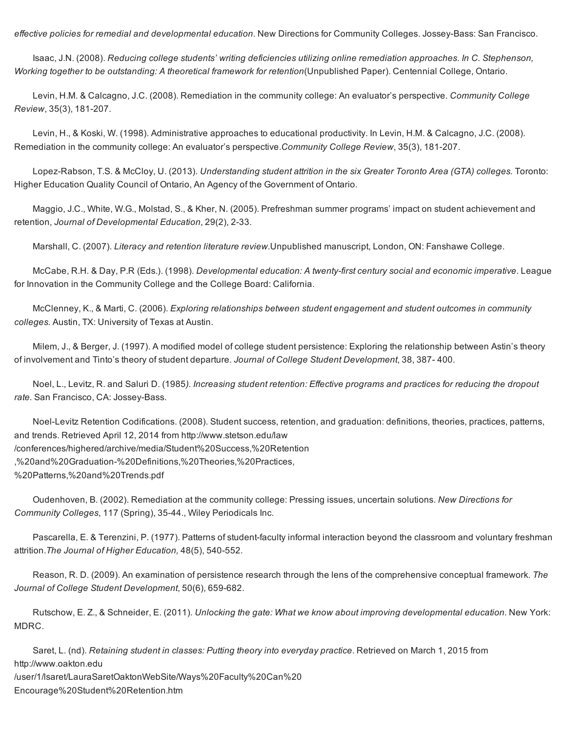*effective policies for remedial and developmental education*. New Directions for Community Colleges. Jossey-Bass: San Francisco.

Isaac, J.N. (2008). *Reducing college students' writing deficiencies utilizing online remediation approaches. In C. Stephenson, Working together to be outstanding: A theoretical framework for retention*(Unpublished Paper). Centennial College, Ontario.

Levin, H.M. & Calcagno, J.C. (2008). Remediation in the community college: An evaluator's perspective. *Community College Review*, 35(3), 181-207.

Levin, H., & Koski, W. (1998). Administrative approaches to educational productivity. In Levin, H.M. & Calcagno, J.C. (2008). Remediation in the community college: An evaluator's perspective.*Community College Review*, 35(3), 181-207.

Lopez-Rabson, T.S. & McCloy, U. (2013). *Understanding student attrition in the six Greater Toronto Area (GTA) colleges.* Toronto: Higher Education Quality Council of Ontario, An Agency of the Government of Ontario.

Maggio, J.C., White, W.G., Molstad, S., & Kher, N. (2005). Prefreshman summer programs' impact on student achievement and retention, *Journal of Developmental Education*, 29(2), 2-33.

Marshall, C. (2007). *Literacy and retention literature review.*Unpublished manuscript, London, ON: Fanshawe College.

McCabe, R.H. & Day, P.R (Eds.). (1998). *Developmental education: A twenty-first century social and economic imperative*. League for Innovation in the Community College and the College Board: California.

McClenney, K., & Marti, C. (2006). *Exploring relationships between student engagement and student outcomes in community colleges.* Austin, TX: University of Texas at Austin.

Milem, J., & Berger, J. (1997). A modified model of college student persistence: Exploring the relationship between Astin's theory of involvement and Tinto's theory of student departure. *Journal of College Student Development*, 38, 387- 400.

Noel, L., Levitz, R. and Saluri D. (1985*). Increasing student retention: Effective programs and practices for reducing the dropout rate.* San Francisco, CA: Jossey-Bass.

Noel-Levitz Retention Codifications. (2008). Student success, retention, and graduation: definitions, theories, practices, patterns, and trends. Retrieved April 12, 2014 from http://www.stetson.edu/law/conferences/highered/archive/media/Student%20Success,%20Retention,%20and%20Graduation-%20Definitions,%20Theories,%20Practices,%20Patterns,%20and%20Trends.pdf

Oudenhoven, B. (2002). Remediation at the community college: Pressing issues, uncertain solutions. *New Directions for Community Colleges*, 117 (Spring), 35-44., Wiley Periodicals Inc.

Pascarella, E. & Terenzini, P. (1977). Patterns of student-faculty informal interaction beyond the classroom and voluntary freshman attrition.*The Journal of Higher Education,* 48(5), 540-552.

Reason, R. D. (2009). An examination of persistence research through the lens of the comprehensive conceptual framework. *The Journal of College Student Development*, 50(6), 659-682.

Rutschow, E. Z., & Schneider, E. (2011). *Unlocking the gate: What we know about improving developmental education.* New York: MDRC.

Saret, L. (nd). *Retaining student in classes: Putting theory into everyday practice*. Retrieved on March 1, 2015 from http://www.oakton.edu/user/1/lsaret/LauraSaretOaktonWebSite/Ways%20Faculty%20Can%20Encourage%20Student%20Retention.htm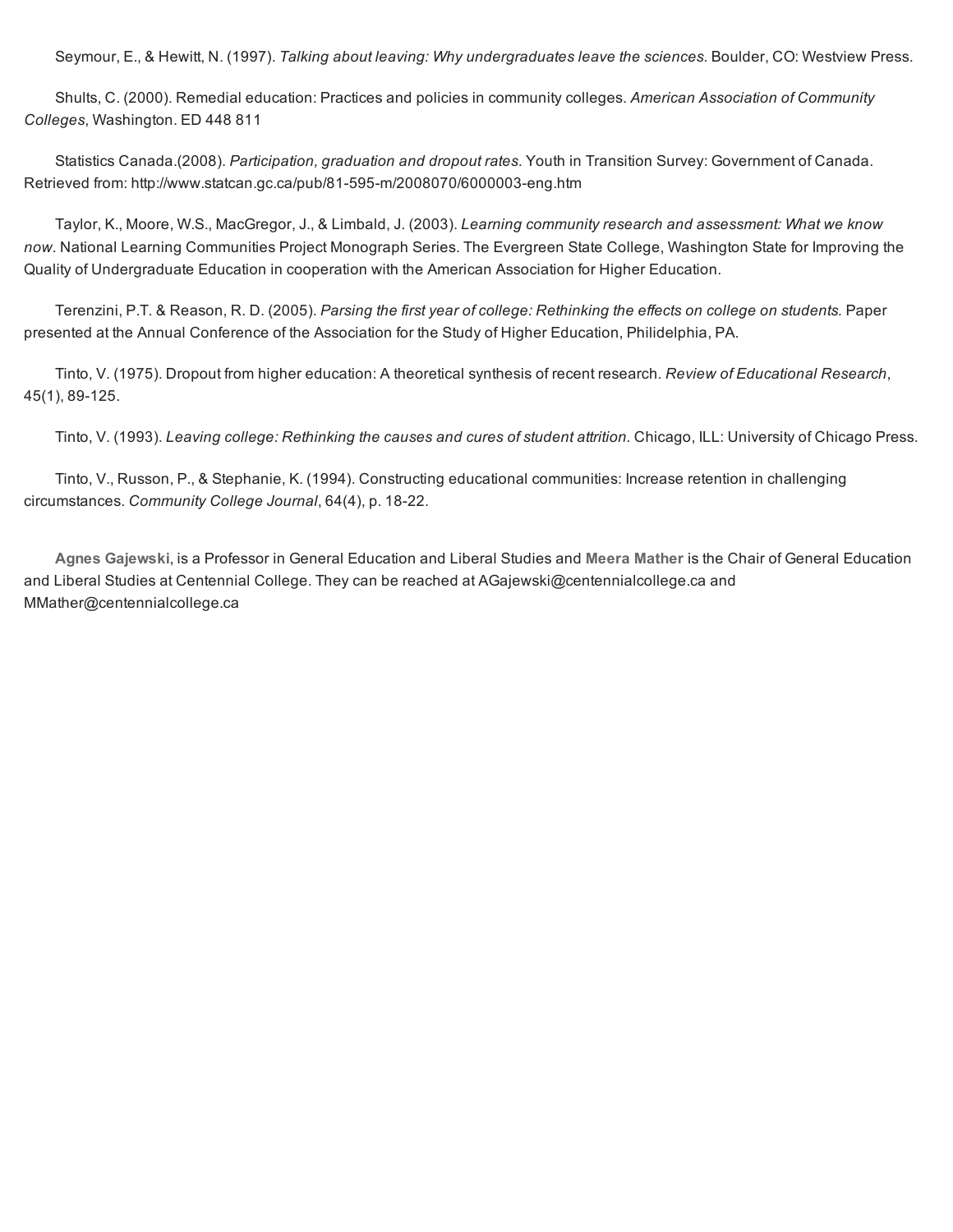Seymour, E., & Hewitt, N. (1997). *Talking about leaving: Why undergraduates leave the sciences.* Boulder, CO: Westview Press.

Shults, C. (2000). Remedial education: Practices and policies in community colleges. *American Association of Community Colleges*, Washington. ED 448 811

Statistics Canada.(2008). *Participation, graduation and dropout rates*. Youth in Transition Survey: Government of Canada. Retrieved from: http://www.statcan.gc.ca/pub/81-595-m/2008070/6000003-eng.htm

Taylor, K., Moore, W.S., MacGregor, J., & Limbald, J. (2003). *Learning community research and assessment: What we know now*. National Learning Communities Project Monograph Series. The Evergreen State College, Washington State for Improving the Quality of Undergraduate Education in cooperation with the American Association for Higher Education.

Terenzini, P.T. & Reason, R. D. (2005). *Parsing the first year of college: Rethinking the effects on college on students.* Paper presented at the Annual Conference of the Association for the Study of Higher Education, Philidelphia, PA.

Tinto, V. (1975). Dropout from higher education: A theoretical synthesis of recent research. *Review of Educational Research*, 45(1), 89-125.

Tinto, V. (1993). *Leaving college: Rethinking the causes and cures of student attrition.* Chicago, ILL: University of Chicago Press.

Tinto, V., Russon, P., & Stephanie, K. (1994). Constructing educational communities: Increase retention in challenging circumstances. *Community College Journal*, 64(4), p. 18-22.

**Agnes Gajewski**, is a Professor in General Education and Liberal Studies and **Meera Mather** is the Chair of General Education and Liberal Studies at Centennial College. They can be reached at AGajewski@centennialcollege.ca and MMather@centennialcollege.ca